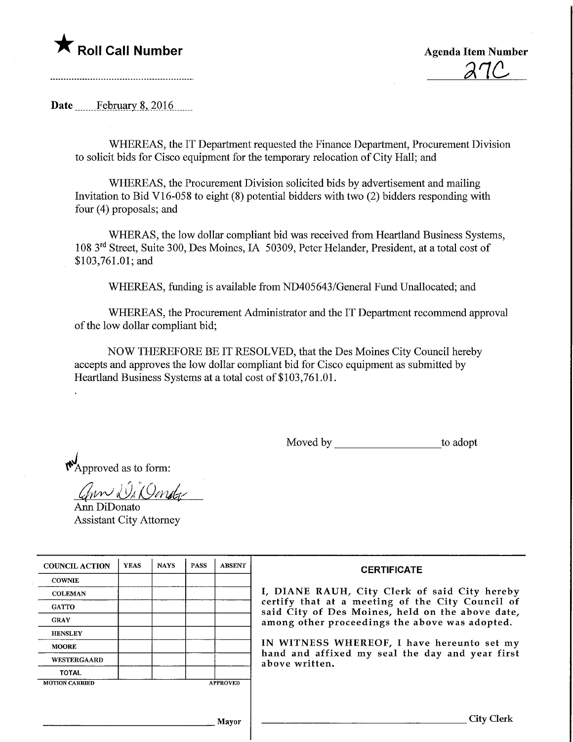★ **Roll Call Number**

**Agenda Item Number**
27C

Date February 8, 2016

WHEREAS, the IT Department requested the Finance Department, Procurement Division to solicit bids for Cisco equipment for the temporary relocation of City Hall; and

WHEREAS, the Procurement Division solicited bids by advertisement and mailing Invitation to Bid V16-058 to eight (8) potential bidders with two (2) bidders responding with four (4) proposals; and

WHERAS, the low dollar compliant bid was received from Heartland Business Systems, 108 3rd Street, Suite 300, Des Moines, IA 50309, Peter Helander, President, at a total cost of $103,761.01; and

WHEREAS, funding is available from ND405643/General Fund Unallocated; and

WHEREAS, the Procurement Administrator and the IT Department recommend approval of the low dollar compliant bid;

NOW THEREFORE BE IT RESOLVED, that the Des Moines City Council hereby accepts and approves the low dollar compliant bid for Cisco equipment as submitted by Heartland Business Systems at a total cost of $103,761.01.

Moved by ____________________ to adopt

Approved as to form:

Ann DiDonato
Assistant City Attorney

| COUNCIL ACTION | YEAS | NAYS | PASS | ABSENT |
|---|---|---|---|---|
| COWNIE | | | | |
| COLEMAN | | | | |
| GATTO | | | | |
| GRAY | | | | |
| HENSLEY | | | | |
| MOORE | | | | |
| WESTERGAARD | | | | |
| TOTAL | | | | |

MOTION CARRIED APPROVED

______________________ Mayor

**CERTIFICATE**

I, DIANE RAUH, City Clerk of said City hereby certify that at a meeting of the City Council of said City of Des Moines, held on the above date, among other proceedings the above was adopted.

IN WITNESS WHEREOF, I have hereunto set my hand and affixed my seal the day and year first above written.

______________________ City Clerk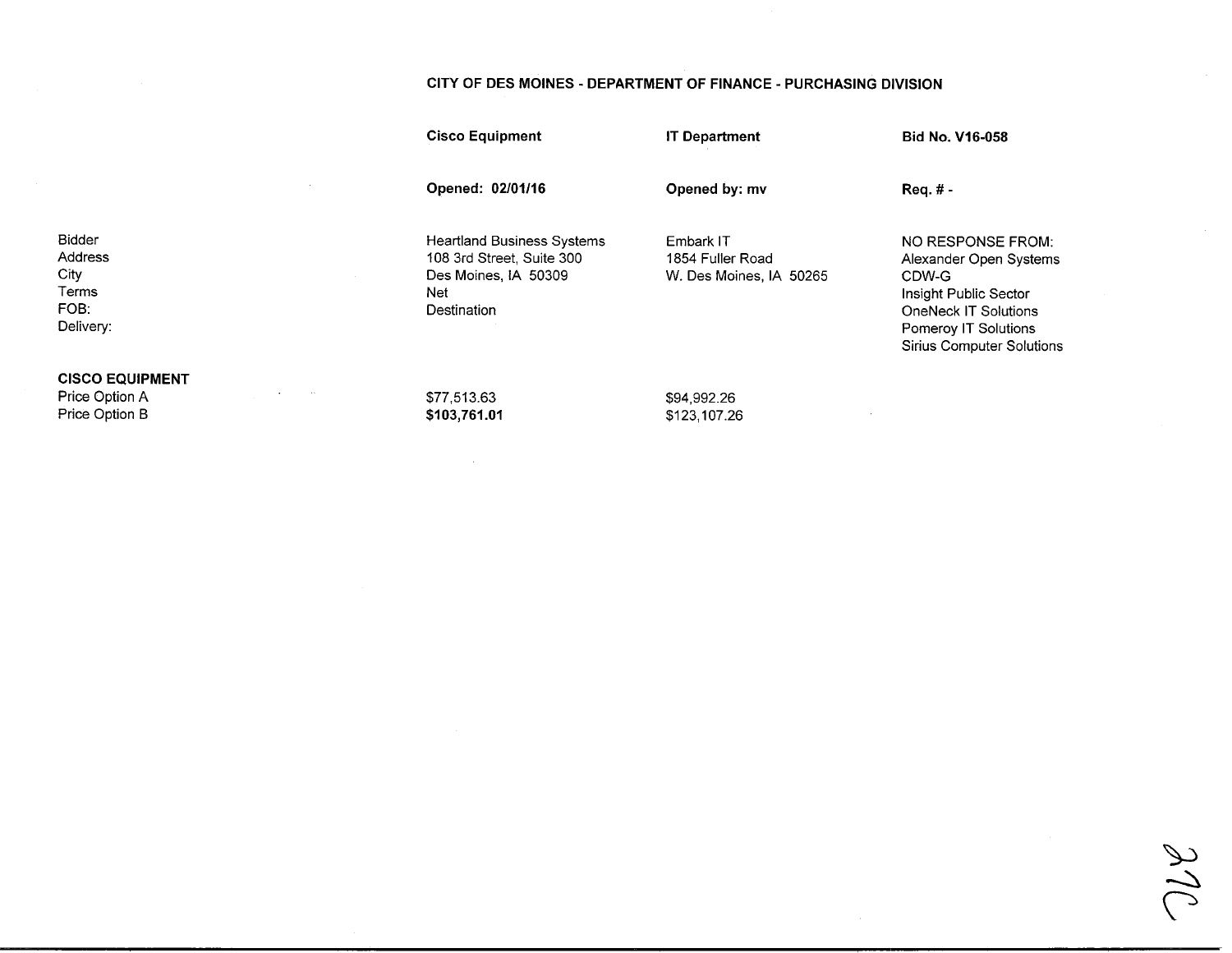## CITY OF DES MOINES - DEPARTMENT OF FINANCE - PURCHASING DIVISION

| | | | |
|---|---|---|---|
| | **Cisco Equipment** | **IT Department** | **Bid No. V16-058** |
| | **Opened: 02/01/16** | **Opened by: mv** | **Req. # -** |
| Bidder | Heartland Business Systems | Embark IT | NO RESPONSE FROM: |
| Address | 108 3rd Street, Suite 300 | 1854 Fuller Road | Alexander Open Systems |
| City | Des Moines, IA 50309 | W. Des Moines, IA 50265 | CDW-G |
| Terms | Net | | Insight Public Sector |
| FOB: | Destination | | OneNeck IT Solutions |
| Delivery: | | | Pomeroy IT Solutions |
| | | | Sirius Computer Solutions |
| **CISCO EQUIPMENT** | | | |
| Price Option A | $77,513.63 | $94,992.26 | |
| Price Option B | **$103,761.01** | $123,107.26 | |

27C